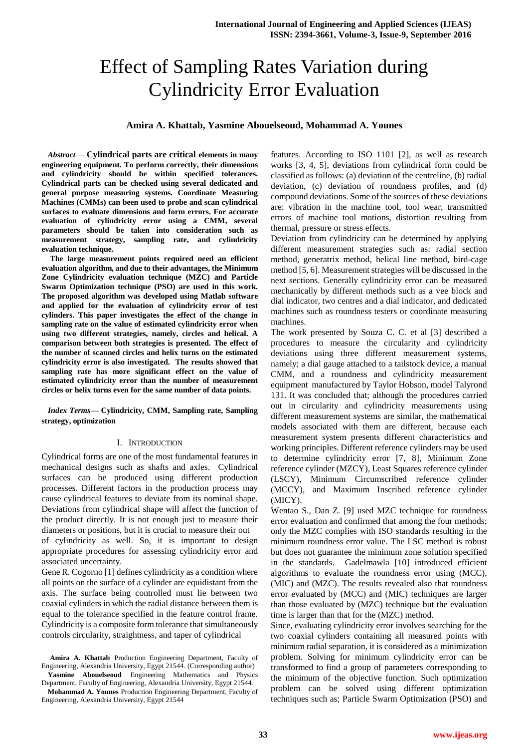# Effect of Sampling Rates Variation during Cylindricity Error Evaluation

**Amira A. Khattab, Yasmine Abouelseoud, Mohammad A. Younes**

***Abstract*— Cylindrical parts are critical elements in many engineering equipment. To perform correctly, their dimensions and cylindricity should be within specified tolerances. Cylindrical parts can be checked using several dedicated and general purpose measuring systems. Coordinate Measuring Machines (CMMs) can been used to probe and scan cylindrical surfaces to evaluate dimensions and form errors. For accurate evaluation of cylindricity error using a CMM, several parameters should be taken into consideration such as measurement strategy, sampling rate, and cylindricity evaluation technique.**

**The large measurement points required need an efficient evaluation algorithm, and due to their advantages, the Minimum Zone Cylindricity evaluation technique (MZC) and Particle Swarm Optimization technique (PSO) are used in this work. The proposed algorithm was developed using Matlab software and applied for the evaluation of cylindricity error of test cylinders. This paper investigates the effect of the change in sampling rate on the value of estimated cylindricity error when using two different strategies, namely, circles and helical. A comparison between both strategies is presented. The effect of the number of scanned circles and helix turns on the estimated cylindricity error is also investigated. The results showed that sampling rate has more significant effect on the value of estimated cylindricity error than the number of measurement circles or helix turns even for the same number of data points.**

***Index Terms*— Cylindricity, CMM, Sampling rate, Sampling strategy, optimization**

## I. Introduction

Cylindrical forms are one of the most fundamental features in mechanical designs such as shafts and axles. Cylindrical surfaces can be produced using different production processes. Different factors in the production process may cause cylindrical features to deviate from its nominal shape. Deviations from cylindrical shape will affect the function of the product directly. It is not enough just to measure their diameters or positions, but it is crucial to measure their out of cylindricity as well. So, it is important to design appropriate procedures for assessing cylindricity error and associated uncertainty.

Gene R. Cogorno [1] defines cylindricity as a condition where all points on the surface of a cylinder are equidistant from the axis. The surface being controlled must lie between two coaxial cylinders in which the radial distance between them is equal to the tolerance specified in the feature control frame. Cylindricity is a composite form tolerance that simultaneously controls circularity, straightness, and taper of cylindrical features. According to ISO 1101 [2], as well as research works [3, 4, 5], deviations from cylindrical form could be classified as follows: (a) deviation of the centreline, (b) radial deviation, (c) deviation of roundness profiles, and (d) compound deviations. Some of the sources of these deviations are: vibration in the machine tool, tool wear, transmitted errors of machine tool motions, distortion resulting from thermal, pressure or stress effects.

Deviation from cylindricity can be determined by applying different measurement strategies such as: radial section method, generatrix method, helical line method, bird-cage method [5, 6]. Measurement strategies will be discussed in the next sections. Generally cylindricity error can be measured mechanically by different methods such as a vee block and dial indicator, two centres and a dial indicator, and dedicated machines such as roundness testers or coordinate measuring machines.

The work presented by Souza C. C. et al [3] described a procedures to measure the circularity and cylindricity deviations using three different measurement systems, namely; a dial gauge attached to a tailstock device, a manual CMM, and a roundness and cylindricity measurement equipment manufactured by Taylor Hobson, model Talyrond 131. It was concluded that; although the procedures carried out in circularity and cylindricity measurements using different measurement systems are similar, the mathematical models associated with them are different, because each measurement system presents different characteristics and working principles. Different reference cylinders may be used to determine cylindricity error [7, 8], Minimum Zone reference cylinder (MZCY), Least Squares reference cylinder (LSCY), Minimum Circumscribed reference cylinder (MCCY), and Maximum Inscribed reference cylinder (MICY).

Wentao S., Dan Z. [9] used MZC technique for roundness error evaluation and confirmed that among the four methods; only the MZC complies with ISO standards resulting in the minimum roundness error value. The LSC method is robust but does not guarantee the minimum zone solution specified in the standards. Gadelmawla [10] introduced efficient algorithms to evaluate the roundness error using (MCC), (MIC) and (MZC). The results revealed also that roundness error evaluated by (MCC) and (MIC) techniques are larger than those evaluated by (MZC) technique but the evaluation time is larger than that for the (MZC) method.

Since, evaluating cylindricity error involves searching for the two coaxial cylinders containing all measured points with minimum radial separation, it is considered as a minimization problem. Solving for minimum cylindricity error can be transformed to find a group of parameters corresponding to the minimum of the objective function. Such optimization problem can be solved using different optimization techniques such as; Particle Swarm Optimization (PSO) and

**Amira A. Khattab** Production Engineering Department, Faculty of Engineering, Alexandria University, Egypt 21544. (Corresponding author)

**Yasmine Abouelseoud** Engineering Mathematics and Physics Department, Faculty of Engineering, Alexandria University, Egypt 21544.

**Mohammad A. Younes** Production Engineering Department, Faculty of Engineering, Alexandria University, Egypt 21544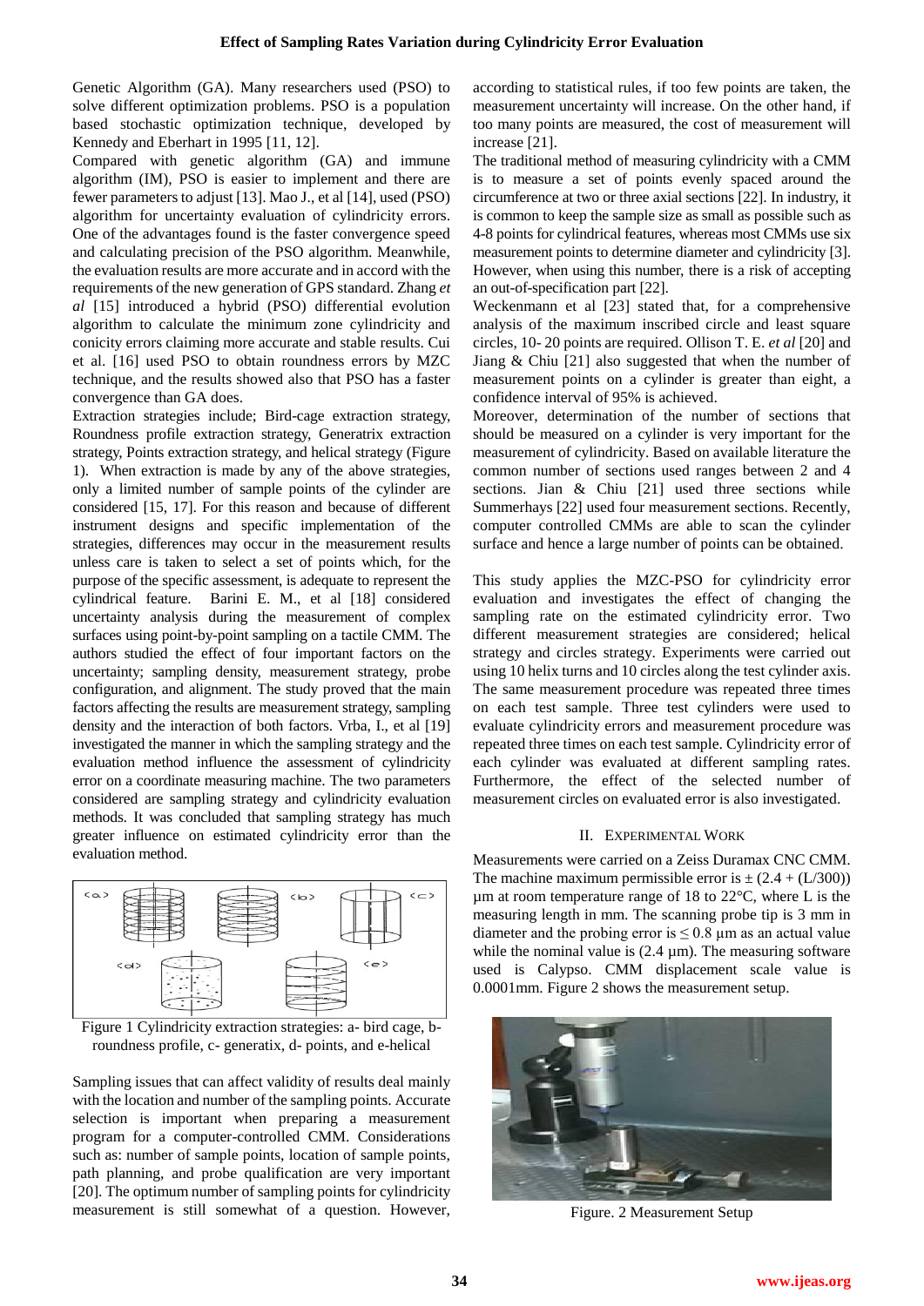Genetic Algorithm (GA). Many researchers used (PSO) to solve different optimization problems. PSO is a population based stochastic optimization technique, developed by Kennedy and Eberhart in 1995 [11, 12].

Compared with genetic algorithm (GA) and immune algorithm (IM), PSO is easier to implement and there are fewer parameters to adjust [13]. Mao J., et al [14], used (PSO) algorithm for uncertainty evaluation of cylindricity errors. One of the advantages found is the faster convergence speed and calculating precision of the PSO algorithm. Meanwhile, the evaluation results are more accurate and in accord with the requirements of the new generation of GPS standard. Zhang *et al* [15] introduced a hybrid (PSO) differential evolution algorithm to calculate the minimum zone cylindricity and conicity errors claiming more accurate and stable results. Cui et al. [16] used PSO to obtain roundness errors by MZC technique, and the results showed also that PSO has a faster convergence than GA does.

Extraction strategies include; Bird-cage extraction strategy, Roundness profile extraction strategy, Generatrix extraction strategy, Points extraction strategy, and helical strategy (Figure 1). When extraction is made by any of the above strategies, only a limited number of sample points of the cylinder are considered [15, 17]. For this reason and because of different instrument designs and specific implementation of the strategies, differences may occur in the measurement results unless care is taken to select a set of points which, for the purpose of the specific assessment, is adequate to represent the cylindrical feature. Barini E. M., et al [18] considered uncertainty analysis during the measurement of complex surfaces using point-by-point sampling on a tactile CMM. The authors studied the effect of four important factors on the uncertainty; sampling density, measurement strategy, probe configuration, and alignment. The study proved that the main factors affecting the results are measurement strategy, sampling density and the interaction of both factors. Vrba, I., et al [19] investigated the manner in which the sampling strategy and the evaluation method influence the assessment of cylindricity error on a coordinate measuring machine. The two parameters considered are sampling strategy and cylindricity evaluation methods. It was concluded that sampling strategy has much greater influence on estimated cylindricity error than the evaluation method.

Figure 1 Cylindricity extraction strategies: a- bird cage, b- roundness profile, c- generatix, d- points, and e-helical

Sampling issues that can affect validity of results deal mainly with the location and number of the sampling points. Accurate selection is important when preparing a measurement program for a computer-controlled CMM. Considerations such as: number of sample points, location of sample points, path planning, and probe qualification are very important [20]. The optimum number of sampling points for cylindricity measurement is still somewhat of a question. However, according to statistical rules, if too few points are taken, the measurement uncertainty will increase. On the other hand, if too many points are measured, the cost of measurement will increase [21].

The traditional method of measuring cylindricity with a CMM is to measure a set of points evenly spaced around the circumference at two or three axial sections [22]. In industry, it is common to keep the sample size as small as possible such as 4-8 points for cylindrical features, whereas most CMMs use six measurement points to determine diameter and cylindricity [3]. However, when using this number, there is a risk of accepting an out-of-specification part [22].

Weckenmann et al [23] stated that, for a comprehensive analysis of the maximum inscribed circle and least square circles, 10- 20 points are required. Ollison T. E. *et al* [20] and Jiang & Chiu [21] also suggested that when the number of measurement points on a cylinder is greater than eight, a confidence interval of 95% is achieved.

Moreover, determination of the number of sections that should be measured on a cylinder is very important for the measurement of cylindricity. Based on available literature the common number of sections used ranges between 2 and 4 sections. Jian & Chiu [21] used three sections while Summerhays [22] used four measurement sections. Recently, computer controlled CMMs are able to scan the cylinder surface and hence a large number of points can be obtained.

This study applies the MZC-PSO for cylindricity error evaluation and investigates the effect of changing the sampling rate on the estimated cylindricity error. Two different measurement strategies are considered; helical strategy and circles strategy. Experiments were carried out using 10 helix turns and 10 circles along the test cylinder axis. The same measurement procedure was repeated three times on each test sample. Three test cylinders were used to evaluate cylindricity errors and measurement procedure was repeated three times on each test sample. Cylindricity error of each cylinder was evaluated at different sampling rates. Furthermore, the effect of the selected number of measurement circles on evaluated error is also investigated.

## II. Experimental Work

Measurements were carried on a Zeiss Duramax CNC CMM. The machine maximum permissible error is $\pm$ (2.4 + (L/300)) µm at room temperature range of 18 to 22°C, where L is the measuring length in mm. The scanning probe tip is 3 mm in diameter and the probing error is $\leq$ 0.8 µm as an actual value while the nominal value is (2.4 µm). The measuring software used is Calypso. CMM displacement scale value is 0.0001mm. Figure 2 shows the measurement setup.

Figure. 2 Measurement Setup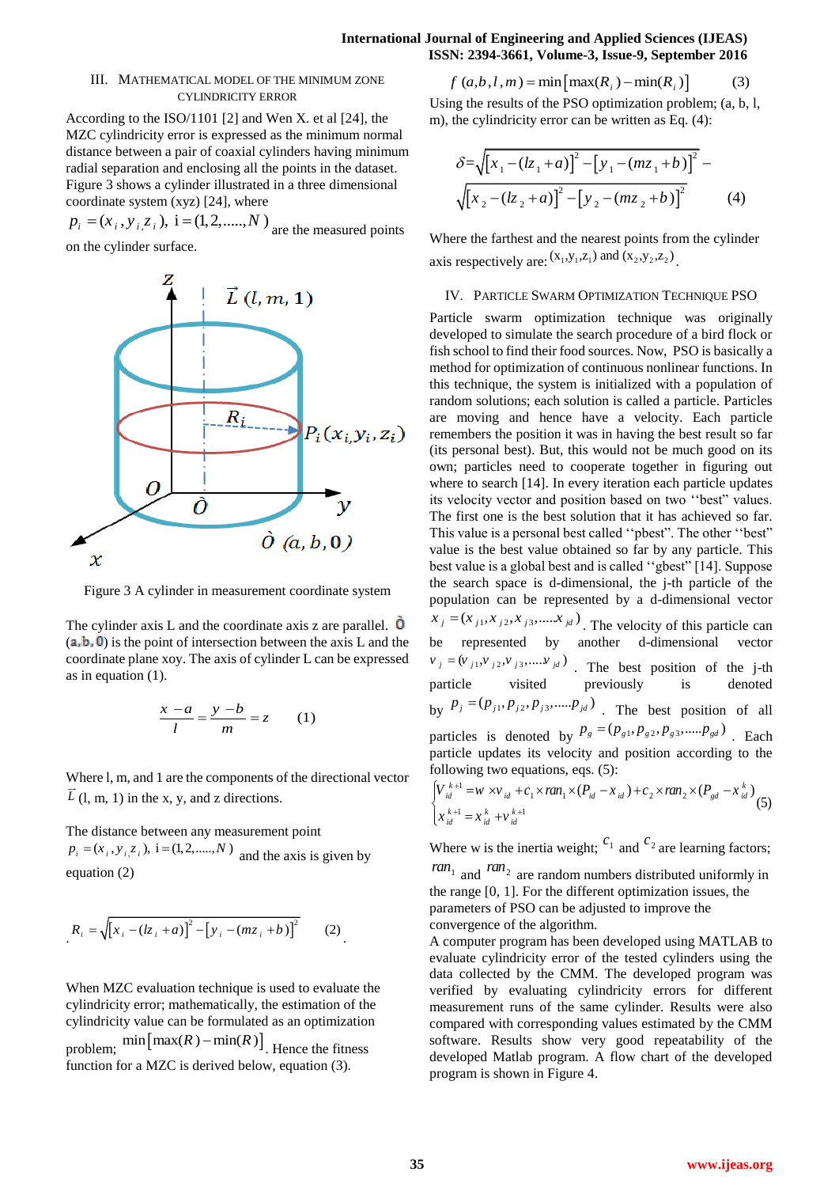## III. Mathematical Model of the Minimum Zone Cylindricity Error

According to the ISO/1101 [2] and Wen X. et al [24], the MZC cylindricity error is expressed as the minimum normal distance between a pair of coaxial cylinders having minimum radial separation and enclosing all the points in the dataset. Figure 3 shows a cylinder illustrated in a three dimensional coordinate system (xyz) [24], where $p_i = (x_i, y_i, z_i),\ i = (1, 2, \ldots, N)$ are the measured points on the cylinder surface.

Figure 3 A cylinder in measurement coordinate system

The cylinder axis L and the coordinate axis z are parallel. $\dot{O}$ ($a, b, 0$) is the point of intersection between the axis L and the coordinate plane xoy. The axis of cylinder L can be expressed as in equation (1).

$$\frac{x-a}{l} = \frac{y-b}{m} = z \qquad (1)$$

Where l, m, and 1 are the components of the directional vector $\vec{L}$ (l, m, 1) in the x, y, and z directions.

The distance between any measurement point $p_i = (x_i, y_i, z_i),\ i = (1, 2, \ldots, N)$ and the axis is given by equation (2)

$$R_i = \sqrt{[x_i - (lz_i + a)]^2 - [y_i - (mz_i + b)]^2} \qquad (2)$$

When MZC evaluation technique is used to evaluate the cylindricity error; mathematically, the estimation of the cylindricity value can be formulated as an optimization problem; $\min[\max(R) - \min(R)]$. Hence the fitness function for a MZC is derived below, equation (3).

$$f(a, b, l, m) = \min[\max(R_i) - \min(R_i)] \qquad (3)$$

Using the results of the PSO optimization problem; (a, b, l, m), the cylindricity error can be written as Eq. (4):

$$\delta = \sqrt{[x_1 - (lz_1 + a)]^2 - [y_1 - (mz_1 + b)]^2} - \sqrt{[x_2 - (lz_2 + a)]^2 - [y_2 - (mz_2 + b)]^2} \qquad (4)$$

Where the farthest and the nearest points from the cylinder axis respectively are: $(x_1, y_1, z_1)$ and $(x_2, y_2, z_2)$.

## IV. Particle Swarm Optimization Technique PSO

Particle swarm optimization technique was originally developed to simulate the search procedure of a bird flock or fish school to find their food sources. Now, PSO is basically a method for optimization of continuous nonlinear functions. In this technique, the system is initialized with a population of random solutions; each solution is called a particle. Particles are moving and hence have a velocity. Each particle remembers the position it was in having the best result so far (its personal best). But, this would not be much good on its own; particles need to cooperate together in figuring out where to search [14]. In every iteration each particle updates its velocity vector and position based on two ''best'' values. The first one is the best solution that it has achieved so far. This value is a personal best called ''pbest''. The other ''best'' value is the best value obtained so far by any particle. This best value is a global best and is called ''gbest'' [14]. Suppose the search space is d-dimensional, the j-th particle of the population can be represented by a d-dimensional vector $x_j = (x_{j1}, x_{j2}, x_{j3}, \ldots, x_{jd})$. The velocity of this particle can be represented by another d-dimensional vector $v_j = (v_{j1}, v_{j2}, v_{j3}, \ldots, v_{jd})$. The best position of the j-th particle visited previously is denoted by $p_j = (p_{j1}, p_{j2}, p_{j3}, \ldots, p_{jd})$. The best position of all particles is denoted by $p_g = (p_{g1}, p_{g2}, p_{g3}, \ldots, p_{gd})$. Each particle updates its velocity and position according to the following two equations, eqs. (5):

$$\begin{cases} V_{id}^{k+1} = w \times v_{id} + c_1 \times ran_1 \times (P_{id} - x_{id}) + c_2 \times ran_2 \times (P_{gd} - x_{id}^{k}) \\ x_{id}^{k+1} = x_{id}^{k} + v_{id}^{k+1} \end{cases} \qquad (5)$$

Where w is the inertia weight; $c_1$ and $c_2$ are learning factors; $ran_1$ and $ran_2$ are random numbers distributed uniformly in the range [0, 1]. For the different optimization issues, the parameters of PSO can be adjusted to improve the convergence of the algorithm.

A computer program has been developed using MATLAB to evaluate cylindricity error of the tested cylinders using the data collected by the CMM. The developed program was verified by evaluating cylindricity errors for different measurement runs of the same cylinder. Results were also compared with corresponding values estimated by the CMM software. Results show very good repeatability of the developed Matlab program. A flow chart of the developed program is shown in Figure 4.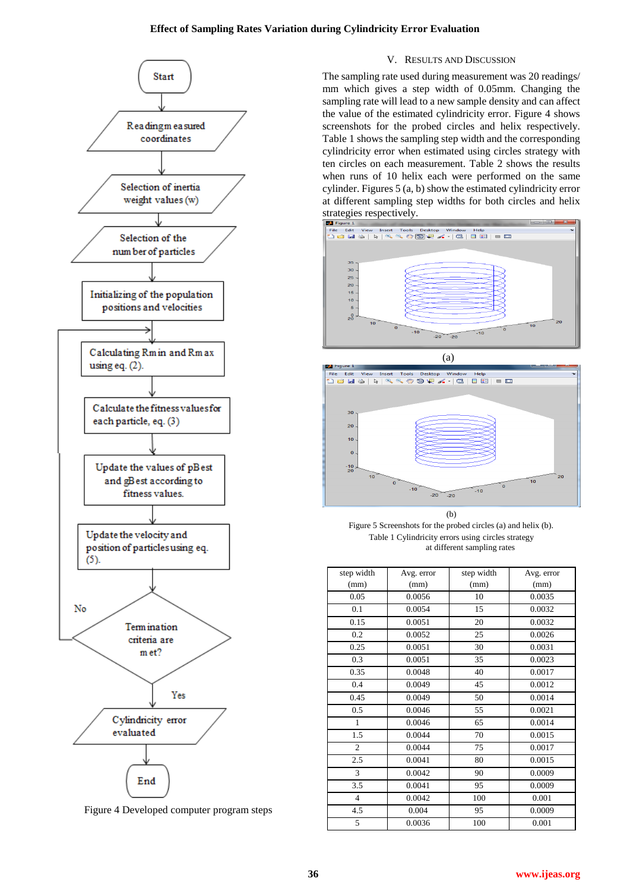Figure 4 Developed computer program steps

## V. Results and Discussion

The sampling rate used during measurement was 20 readings/ mm which gives a step width of 0.05mm. Changing the sampling rate will lead to a new sample density and can affect the value of the estimated cylindricity error. Figure 4 shows screenshots for the probed circles and helix respectively. Table 1 shows the sampling step width and the corresponding cylindricity error when estimated using circles strategy with ten circles on each measurement. Table 2 shows the results when runs of 10 helix each were performed on the same cylinder. Figures 5 (a, b) show the estimated cylindricity error at different sampling step widths for both circles and helix strategies respectively.

(a)

(b)

Figure 5 Screenshots for the probed circles (a) and helix (b).

Table 1 Cylindricity errors using circles strategy at different sampling rates

| step width (mm) | Avg. error (mm) | step width (mm) | Avg. error (mm) |
|---|---|---|---|
| 0.05 | 0.0056 | 10 | 0.0035 |
| 0.1 | 0.0054 | 15 | 0.0032 |
| 0.15 | 0.0051 | 20 | 0.0032 |
| 0.2 | 0.0052 | 25 | 0.0026 |
| 0.25 | 0.0051 | 30 | 0.0031 |
| 0.3 | 0.0051 | 35 | 0.0023 |
| 0.35 | 0.0048 | 40 | 0.0017 |
| 0.4 | 0.0049 | 45 | 0.0012 |
| 0.45 | 0.0049 | 50 | 0.0014 |
| 0.5 | 0.0046 | 55 | 0.0021 |
| 1 | 0.0046 | 65 | 0.0014 |
| 1.5 | 0.0044 | 70 | 0.0015 |
| 2 | 0.0044 | 75 | 0.0017 |
| 2.5 | 0.0041 | 80 | 0.0015 |
| 3 | 0.0042 | 90 | 0.0009 |
| 3.5 | 0.0041 | 95 | 0.0009 |
| 4 | 0.0042 | 100 | 0.001 |
| 4.5 | 0.004 | 95 | 0.0009 |
| 5 | 0.0036 | 100 | 0.001 |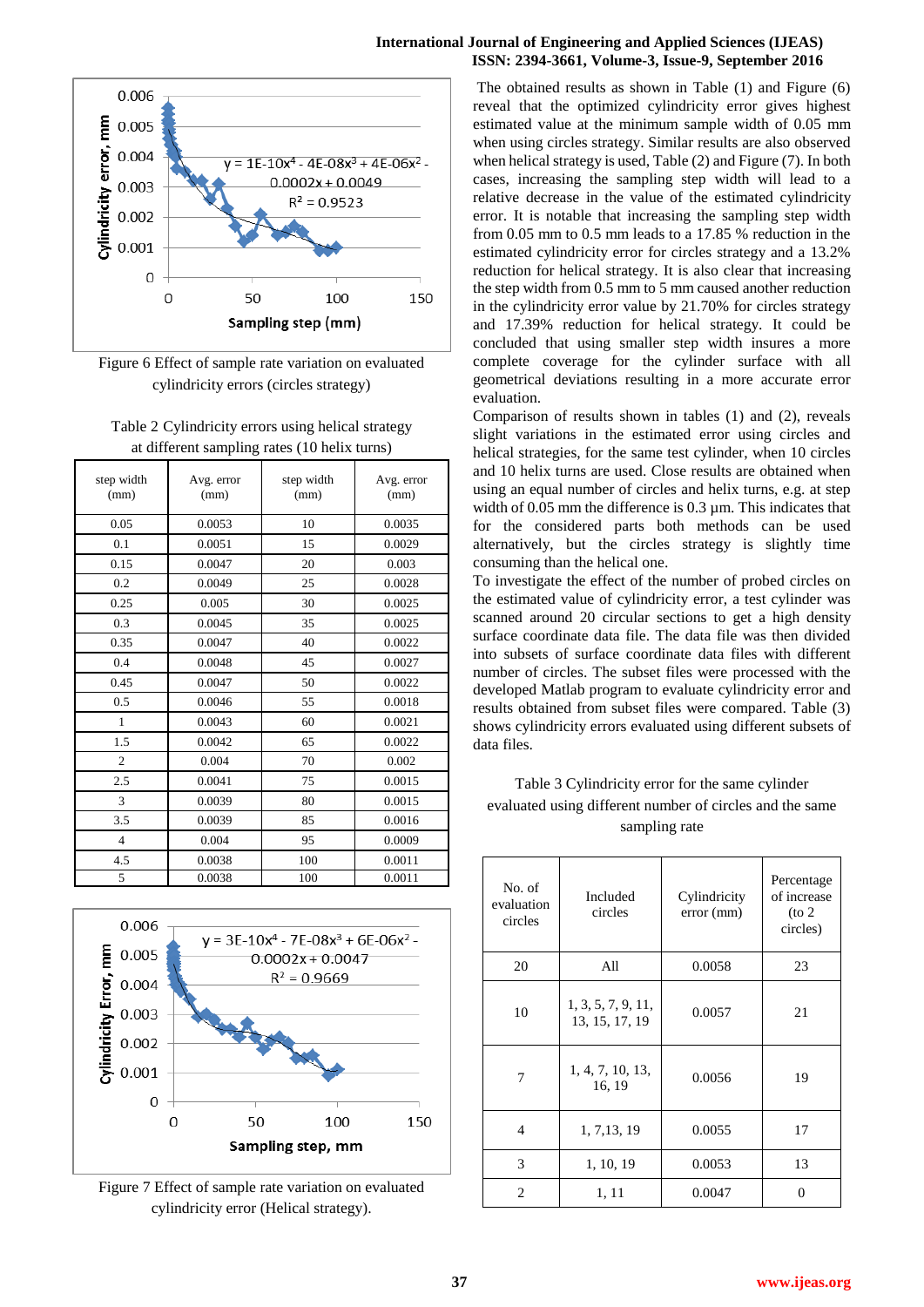Figure 6 Effect of sample rate variation on evaluated cylindricity errors (circles strategy)

Table 2 Cylindricity errors using helical strategy at different sampling rates (10 helix turns)

| step width (mm) | Avg. error (mm) | step width (mm) | Avg. error (mm) |
|---|---|---|---|
| 0.05 | 0.0053 | 10 | 0.0035 |
| 0.1 | 0.0051 | 15 | 0.0029 |
| 0.15 | 0.0047 | 20 | 0.003 |
| 0.2 | 0.0049 | 25 | 0.0028 |
| 0.25 | 0.005 | 30 | 0.0025 |
| 0.3 | 0.0045 | 35 | 0.0025 |
| 0.35 | 0.0047 | 40 | 0.0022 |
| 0.4 | 0.0048 | 45 | 0.0027 |
| 0.45 | 0.0047 | 50 | 0.0022 |
| 0.5 | 0.0046 | 55 | 0.0018 |
| 1 | 0.0043 | 60 | 0.0021 |
| 1.5 | 0.0042 | 65 | 0.0022 |
| 2 | 0.004 | 70 | 0.002 |
| 2.5 | 0.0041 | 75 | 0.0015 |
| 3 | 0.0039 | 80 | 0.0015 |
| 3.5 | 0.0039 | 85 | 0.0016 |
| 4 | 0.004 | 95 | 0.0009 |
| 4.5 | 0.0038 | 100 | 0.0011 |
| 5 | 0.0038 | 100 | 0.0011 |

Figure 7 Effect of sample rate variation on evaluated cylindricity error (Helical strategy).

The obtained results as shown in Table (1) and Figure (6) reveal that the optimized cylindricity error gives highest estimated value at the minimum sample width of 0.05 mm when using circles strategy. Similar results are also observed when helical strategy is used, Table (2) and Figure (7). In both cases, increasing the sampling step width will lead to a relative decrease in the value of the estimated cylindricity error. It is notable that increasing the sampling step width from 0.05 mm to 0.5 mm leads to a 17.85 % reduction in the estimated cylindricity error for circles strategy and a 13.2% reduction for helical strategy. It is also clear that increasing the step width from 0.5 mm to 5 mm caused another reduction in the cylindricity error value by 21.70% for circles strategy and 17.39% reduction for helical strategy. It could be concluded that using smaller step width insures a more complete coverage for the cylinder surface with all geometrical deviations resulting in a more accurate error evaluation.

Comparison of results shown in tables (1) and (2), reveals slight variations in the estimated error using circles and helical strategies, for the same test cylinder, when 10 circles and 10 helix turns are used. Close results are obtained when using an equal number of circles and helix turns, e.g. at step width of 0.05 mm the difference is 0.3 µm. This indicates that for the considered parts both methods can be used alternatively, but the circles strategy is slightly time consuming than the helical one.

To investigate the effect of the number of probed circles on the estimated value of cylindricity error, a test cylinder was scanned around 20 circular sections to get a high density surface coordinate data file. The data file was then divided into subsets of surface coordinate data files with different number of circles. The subset files were processed with the developed Matlab program to evaluate cylindricity error and results obtained from subset files were compared. Table (3) shows cylindricity errors evaluated using different subsets of data files.

Table 3 Cylindricity error for the same cylinder evaluated using different number of circles and the same sampling rate

| No. of evaluation circles | Included circles | Cylindricity error (mm) | Percentage of increase (to 2 circles) |
|---|---|---|---|
| 20 | All | 0.0058 | 23 |
| 10 | 1, 3, 5, 7, 9, 11, 13, 15, 17, 19 | 0.0057 | 21 |
| 7 | 1, 4, 7, 10, 13, 16, 19 | 0.0056 | 19 |
| 4 | 1, 7,13, 19 | 0.0055 | 17 |
| 3 | 1, 10, 19 | 0.0053 | 13 |
| 2 | 1, 11 | 0.0047 | 0 |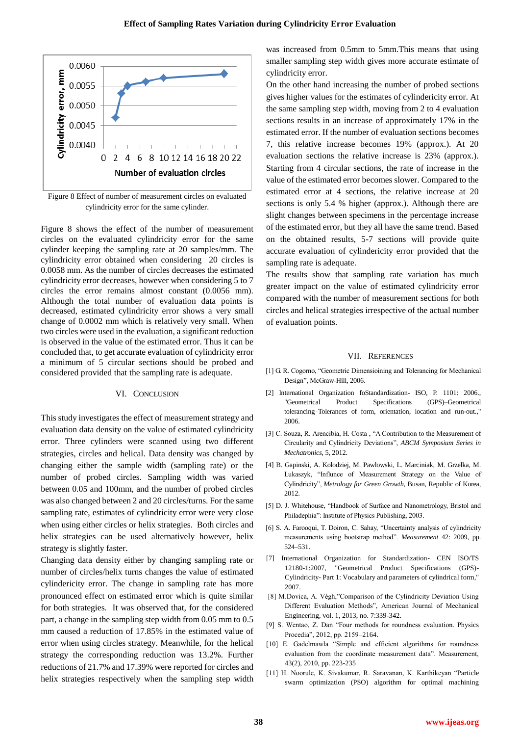Figure 8 Effect of number of measurement circles on evaluated cylindricity error for the same cylinder.

Figure 8 shows the effect of the number of measurement circles on the evaluated cylindricity error for the same cylinder keeping the sampling rate at 20 samples/mm. The cylindricity error obtained when considering 20 circles is 0.0058 mm. As the number of circles decreases the estimated cylindricity error decreases, however when considering 5 to 7 circles the error remains almost constant (0.0056 mm). Although the total number of evaluation data points is decreased, estimated cylindricity error shows a very small change of 0.0002 mm which is relatively very small. When two circles were used in the evaluation, a significant reduction is observed in the value of the estimated error. Thus it can be concluded that, to get accurate evaluation of cylindricity error a minimum of 5 circular sections should be probed and considered provided that the sampling rate is adequate.

## VI. Conclusion

This study investigates the effect of measurement strategy and evaluation data density on the value of estimated cylindricity error. Three cylinders were scanned using two different strategies, circles and helical. Data density was changed by changing either the sample width (sampling rate) or the number of probed circles. Sampling width was varied between 0.05 and 100mm, and the number of probed circles was also changed between 2 and 20 circles/turns. For the same sampling rate, estimates of cylindricity error were very close when using either circles or helix strategies. Both circles and helix strategies can be used alternatively however, helix strategy is slightly faster.

Changing data density either by changing sampling rate or number of circles/helix turns changes the value of estimated cylindericity error. The change in sampling rate has more pronounced effect on estimated error which is quite similar for both strategies. It was observed that, for the considered part, a change in the sampling step width from 0.05 mm to 0.5 mm caused a reduction of 17.85% in the estimated value of error when using circles strategy. Meanwhile, for the helical strategy the corresponding reduction was 13.2%. Further reductions of 21.7% and 17.39% were reported for circles and helix strategies respectively when the sampling step width was increased from 0.5mm to 5mm.This means that using smaller sampling step width gives more accurate estimate of cylindricity error.

On the other hand increasing the number of probed sections gives higher values for the estimates of cylindericity error. At the same sampling step width, moving from 2 to 4 evaluation sections results in an increase of approximately 17% in the estimated error. If the number of evaluation sections becomes 7, this relative increase becomes 19% (approx.). At 20 evaluation sections the relative increase is 23% (approx.). Starting from 4 circular sections, the rate of increase in the value of the estimated error becomes slower. Compared to the estimated error at 4 sections, the relative increase at 20 sections is only 5.4 % higher (approx.). Although there are slight changes between specimens in the percentage increase of the estimated error, but they all have the same trend. Based on the obtained results, 5-7 sections will provide quite accurate evaluation of cylindericity error provided that the sampling rate is adequate.

The results show that sampling rate variation has much greater impact on the value of estimated cylindricity error compared with the number of measurement sections for both circles and helical strategies irrespective of the actual number of evaluation points.

## VII. References

[1] G. R. Cogorno, "Geometric Dimensioining and Tolerancing for Mechanical Design", McGraw-Hill, 2006.

[2] International Organization foStandardization- ISO, P. 1101: 2006., "Geometrical Product Specifications (GPS)–Geometrical tolerancing–Tolerances of form, orientation, location and run-out.," 2006.

[3] C. Souza, R. Arencibia, H. Costa , "A Contribution to the Measurement of Circularity and Cylindricity Deviations", *ABCM Symposium Series in Mechatronics*, 5, 2012.

[4] B. Gapinski, A. Kolodziej, M. Pawlowski, L. Marciniak, M. Grzelka, M. Lukaszyk, "Influnce of Measurement Strategy on the Value of Cylindricity", *Metrology for Green Growth*, Busan, Republic of Korea, 2012.

[5] D. J. Whitehouse, "Handbook of Surface and Nanometrology, Bristol and Philadephia": Institute of Physics Publishing, 2003.

[6] S. A. Farooqui, T. Doiron, C. Sahay, "Uncertainty analysis of cylindricity measurements using bootstrap method". *Measurement* 42: 2009, pp. 524–531.

[7] International Organization for Standardization- CEN ISO/TS 12180-1:2007, "Geometrical Product Specifications (GPS)- Cylindricity- Part 1: Vocabulary and parameters of cylindrical form," 2007.

[8] M.Dovica, A. Végh,"Comparison of the Cylindricity Deviation Using Different Evaluation Methods", American Journal of Mechanical Engineering, vol. 1, 2013, no. 7:339-342.

[9] S. Wentao, Z. Dan "Four methods for roundness evaluation. Physics Procedia", 2012, pp. 2159–2164.

[10] E. Gadelmawla "Simple and efficient algorithms for roundness evaluation from the coordinate measurement data". Measurement, 43(2), 2010, pp. 223-235

[11] H. Noorule, K. Sivakumar, R. Saravanan, K. Karthikeyan "Particle swarm optimization (PSO) algorithm for optimal machining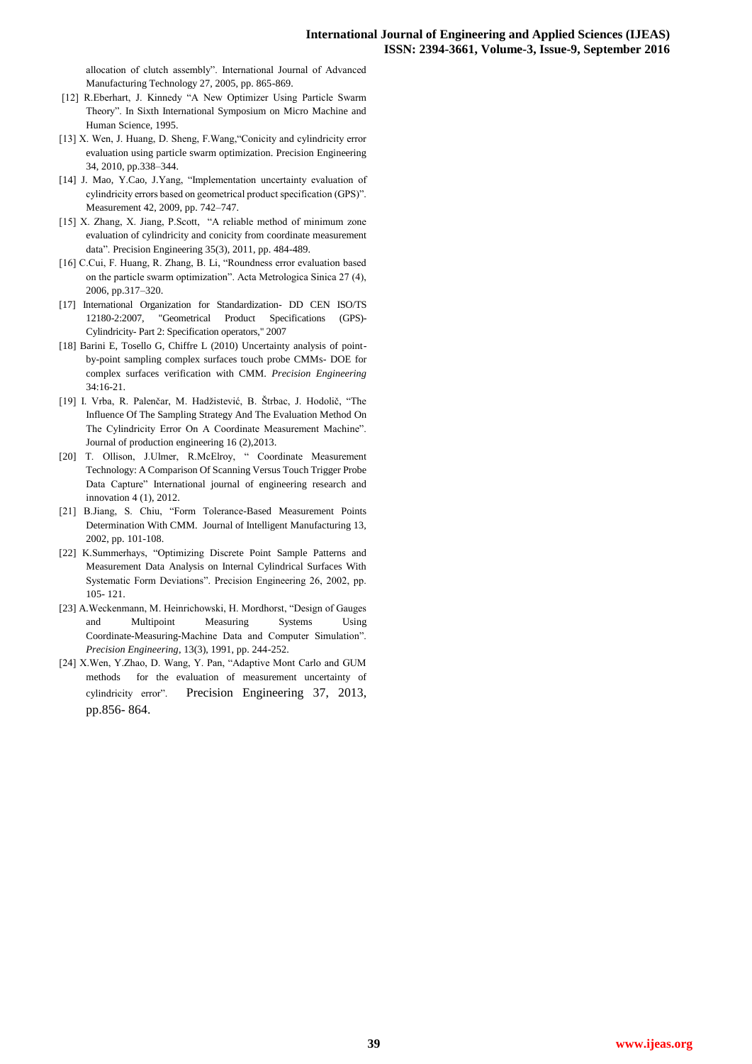allocation of clutch assembly". International Journal of Advanced Manufacturing Technology 27, 2005, pp. 865-869.

[12] R.Eberhart, J. Kinnedy "A New Optimizer Using Particle Swarm Theory". In Sixth International Symposium on Micro Machine and Human Science, 1995.

[13] X. Wen, J. Huang, D. Sheng, F.Wang,"Conicity and cylindricity error evaluation using particle swarm optimization. Precision Engineering 34, 2010, pp.338–344.

[14] J. Mao, Y.Cao, J.Yang, "Implementation uncertainty evaluation of cylindricity errors based on geometrical product specification (GPS)". Measurement 42, 2009, pp. 742–747.

[15] X. Zhang, X. Jiang, P.Scott, "A reliable method of minimum zone evaluation of cylindricity and conicity from coordinate measurement data". Precision Engineering 35(3), 2011, pp. 484-489.

[16] C.Cui, F. Huang, R. Zhang, B. Li, "Roundness error evaluation based on the particle swarm optimization". Acta Metrologica Sinica 27 (4), 2006, pp.317–320.

[17] International Organization for Standardization- DD CEN ISO/TS 12180-2:2007, "Geometrical Product Specifications (GPS)- Cylindricity- Part 2: Specification operators," 2007

[18] Barini E, Tosello G, Chiffre L (2010) Uncertainty analysis of point-by-point sampling complex surfaces touch probe CMMs- DOE for complex surfaces verification with CMM. *Precision Engineering* 34:16-21.

[19] I. Vrba, R. Palenčar, M. Hadžistević, B. Štrbac, J. Hodolič, "The Influence Of The Sampling Strategy And The Evaluation Method On The Cylindricity Error On A Coordinate Measurement Machine". Journal of production engineering 16 (2),2013.

[20] T. Ollison, J.Ulmer, R.McElroy, " Coordinate Measurement Technology: A Comparison Of Scanning Versus Touch Trigger Probe Data Capture" International journal of engineering research and innovation 4 (1), 2012.

[21] B.Jiang, S. Chiu, "Form Tolerance-Based Measurement Points Determination With CMM. Journal of Intelligent Manufacturing 13, 2002, pp. 101-108.

[22] K.Summerhays, "Optimizing Discrete Point Sample Patterns and Measurement Data Analysis on Internal Cylindrical Surfaces With Systematic Form Deviations". Precision Engineering 26, 2002, pp. 105- 121.

[23] A.Weckenmann, M. Heinrichowski, H. Mordhorst, "Design of Gauges and Multipoint Measuring Systems Using Coordinate-Measuring-Machine Data and Computer Simulation". *Precision Engineering*, 13(3), 1991, pp. 244-252.

[24] X.Wen, Y.Zhao, D. Wang, Y. Pan, "Adaptive Mont Carlo and GUM methods for the evaluation of measurement uncertainty of cylindricity error". Precision Engineering 37, 2013, pp.856- 864.